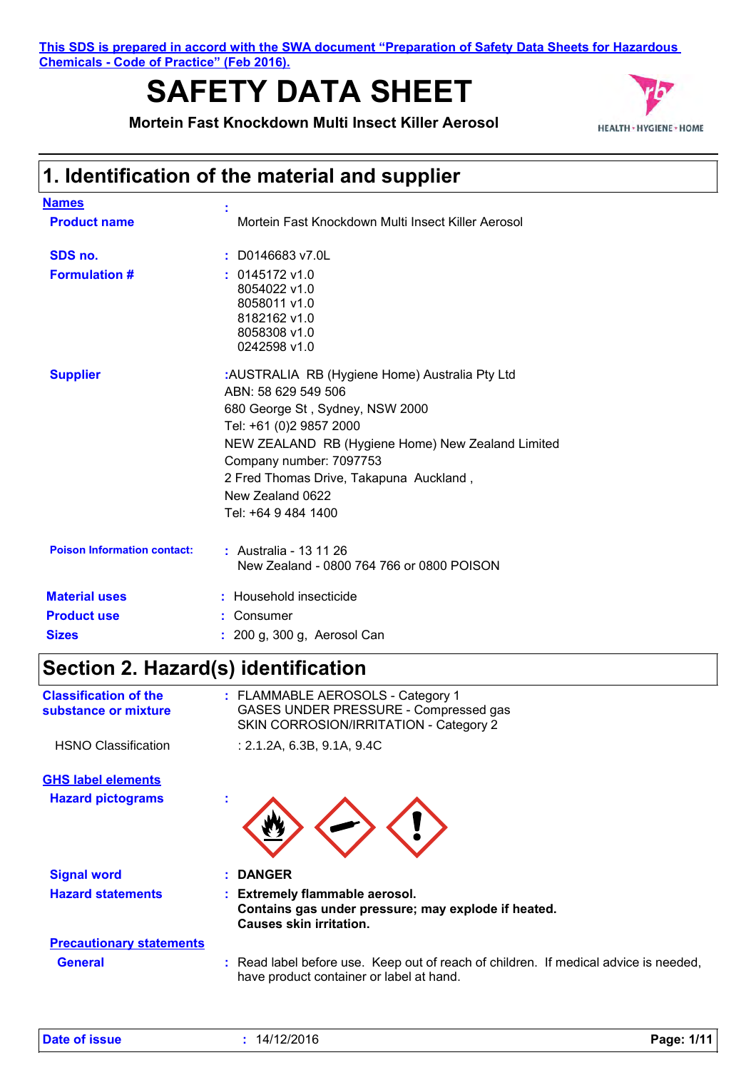**This SDS is prepared in accord with the SWA document "Preparation of Safety Data Sheets for Hazardous Chemicals - Code of Practice" (Feb 2016).**

# SAFETY DATA SHEET

**Mortein Fast Knockdown Multi Insect Killer Aerosol**

## 1. Identification of the material and supplier

**Names** :

**Product name** Mortein Fast Knockdown Multi Insect Killer Aerosol

**SDS no.** : D0146683 v7.0L

**Formulation #** : 0145172 v1.0
8054022 v1.0
8058011 v1.0
8182162 v1.0
8058308 v1.0
0242598 v1.0

**Supplier** : AUSTRALIA RB (Hygiene Home) Australia Pty Ltd
ABN: 58 629 549 506
680 George St , Sydney, NSW 2000
Tel: +61 (0)2 9857 2000
NEW ZEALAND RB (Hygiene Home) New Zealand Limited
Company number: 7097753
2 Fred Thomas Drive, Takapuna Auckland ,
New Zealand 0622
Tel: +64 9 484 1400

**Poison Information contact:** : Australia - 13 11 26
New Zealand - 0800 764 766 or 0800 POISON

**Material uses** : Household insecticide

**Product use** : Consumer

**Sizes** : 200 g, 300 g, Aerosol Can

## Section 2. Hazard(s) identification

**Classification of the substance or mixture** : FLAMMABLE AEROSOLS - Category 1
GASES UNDER PRESSURE - Compressed gas
SKIN CORROSION/IRRITATION - Category 2

HSNO Classification : 2.1.2A, 6.3B, 9.1A, 9.4C

**GHS label elements**

**Hazard pictograms** :

**Signal word** : **DANGER**

**Hazard statements** : **Extremely flammable aerosol.**
**Contains gas under pressure; may explode if heated.**
**Causes skin irritation.**

**Precautionary statements**

**General** : Read label before use. Keep out of reach of children. If medical advice is needed, have product container or label at hand.

**Date of issue** : 14/12/2016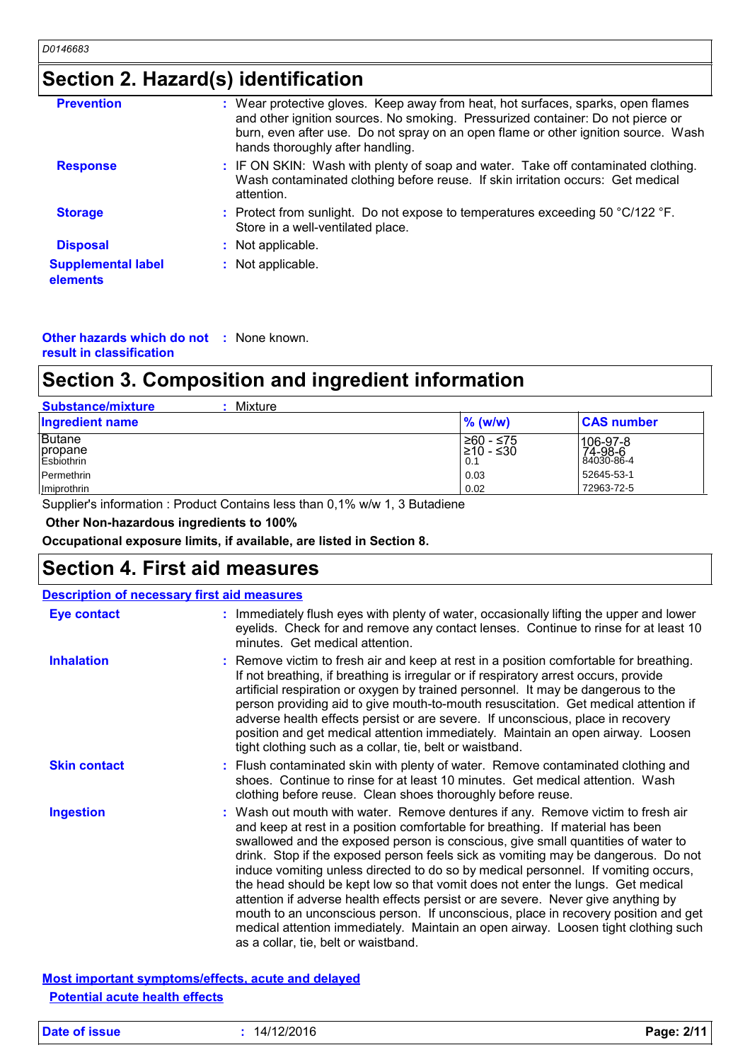## Section 2. Hazard(s) identification

**Prevention** : Wear protective gloves. Keep away from heat, hot surfaces, sparks, open flames and other ignition sources. No smoking. Pressurized container: Do not pierce or burn, even after use. Do not spray on an open flame or other ignition source. Wash hands thoroughly after handling.

**Response** : IF ON SKIN: Wash with plenty of soap and water. Take off contaminated clothing. Wash contaminated clothing before reuse. If skin irritation occurs: Get medical attention.

**Storage** : Protect from sunlight. Do not expose to temperatures exceeding 50 °C/122 °F. Store in a well-ventilated place.

**Disposal** : Not applicable.

**Supplemental label elements** : Not applicable.

**Other hazards which do not result in classification** : None known.

## Section 3. Composition and ingredient information

**Substance/mixture** : Mixture

| Ingredient name | % (w/w) | CAS number |
|---|---|---|
| Butane | ≥60 - ≤75 | 106-97-8 |
| propane | ≥10 - ≤30 | 74-98-6 |
| Esbiothrin | 0.1 | 84030-86-4 |
| Permethrin | 0.03 | 52645-53-1 |
| Imiprothrin | 0.02 | 72963-72-5 |

Supplier's information : Product Contains less than 0,1% w/w 1, 3 Butadiene

**Other Non-hazardous ingredients to 100%**

**Occupational exposure limits, if available, are listed in Section 8.**

## Section 4. First aid measures

**Description of necessary first aid measures**

**Eye contact** : Immediately flush eyes with plenty of water, occasionally lifting the upper and lower eyelids. Check for and remove any contact lenses. Continue to rinse for at least 10 minutes. Get medical attention.

**Inhalation** : Remove victim to fresh air and keep at rest in a position comfortable for breathing. If not breathing, if breathing is irregular or if respiratory arrest occurs, provide artificial respiration or oxygen by trained personnel. It may be dangerous to the person providing aid to give mouth-to-mouth resuscitation. Get medical attention if adverse health effects persist or are severe. If unconscious, place in recovery position and get medical attention immediately. Maintain an open airway. Loosen tight clothing such as a collar, tie, belt or waistband.

**Skin contact** : Flush contaminated skin with plenty of water. Remove contaminated clothing and shoes. Continue to rinse for at least 10 minutes. Get medical attention. Wash clothing before reuse. Clean shoes thoroughly before reuse.

**Ingestion** : Wash out mouth with water. Remove dentures if any. Remove victim to fresh air and keep at rest in a position comfortable for breathing. If material has been swallowed and the exposed person is conscious, give small quantities of water to drink. Stop if the exposed person feels sick as vomiting may be dangerous. Do not induce vomiting unless directed to do so by medical personnel. If vomiting occurs, the head should be kept low so that vomit does not enter the lungs. Get medical attention if adverse health effects persist or are severe. Never give anything by mouth to an unconscious person. If unconscious, place in recovery position and get medical attention immediately. Maintain an open airway. Loosen tight clothing such as a collar, tie, belt or waistband.

**Most important symptoms/effects, acute and delayed**

**Potential acute health effects**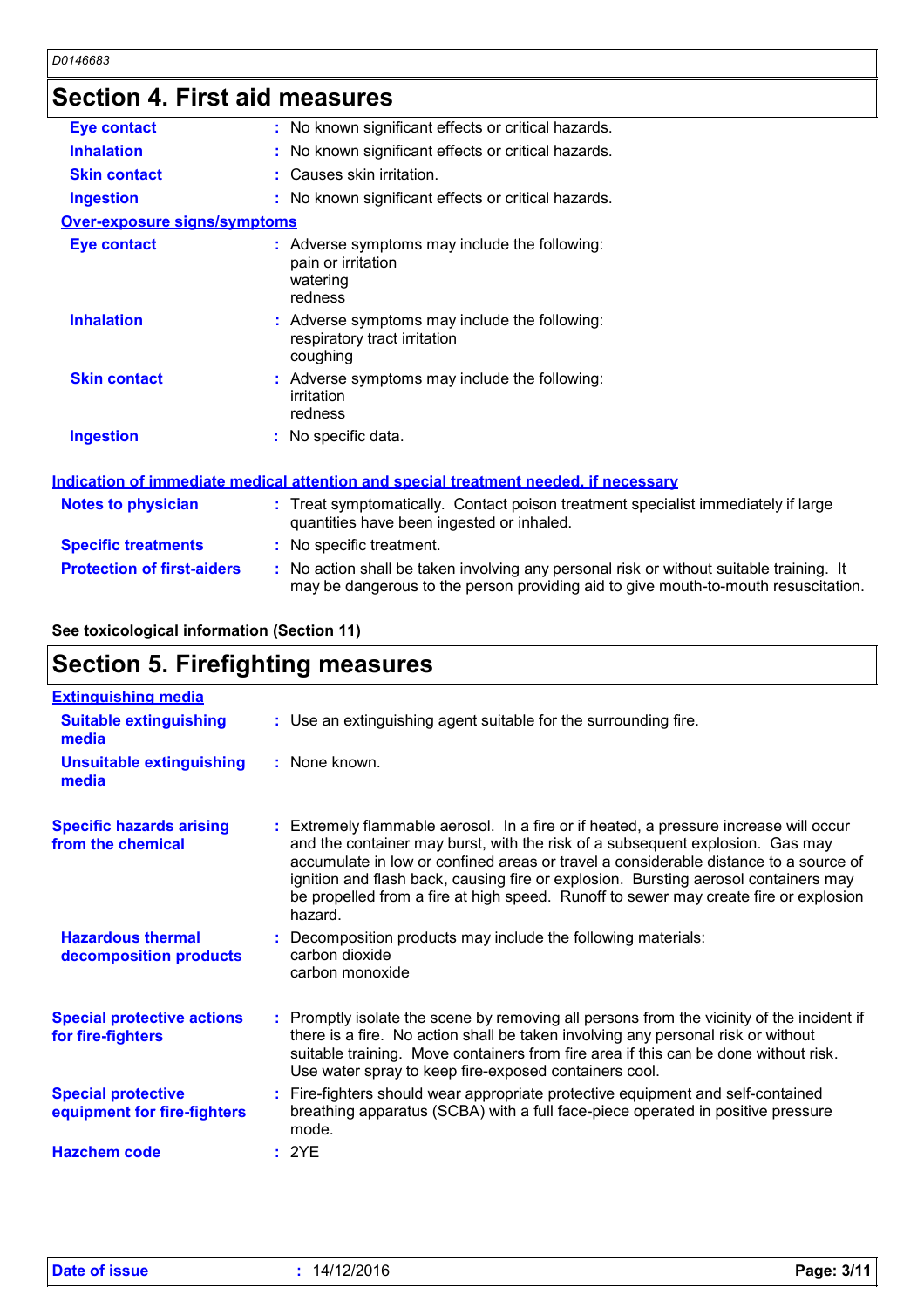## Section 4. First aid measures

| | |
|---|---|
| **Eye contact** | : No known significant effects or critical hazards. |
| **Inhalation** | : No known significant effects or critical hazards. |
| **Skin contact** | : Causes skin irritation. |
| **Ingestion** | : No known significant effects or critical hazards. |

**Over-exposure signs/symptoms**

| | |
|---|---|
| **Eye contact** | : Adverse symptoms may include the following: pain or irritation, watering, redness |
| **Inhalation** | : Adverse symptoms may include the following: respiratory tract irritation, coughing |
| **Skin contact** | : Adverse symptoms may include the following: irritation, redness |
| **Ingestion** | : No specific data. |

**Indication of immediate medical attention and special treatment needed, if necessary**

| | |
|---|---|
| **Notes to physician** | : Treat symptomatically. Contact poison treatment specialist immediately if large quantities have been ingested or inhaled. |
| **Specific treatments** | : No specific treatment. |
| **Protection of first-aiders** | : No action shall be taken involving any personal risk or without suitable training. It may be dangerous to the person providing aid to give mouth-to-mouth resuscitation. |

**See toxicological information (Section 11)**

## Section 5. Firefighting measures

**Extinguishing media**

| | |
|---|---|
| **Suitable extinguishing media** | : Use an extinguishing agent suitable for the surrounding fire. |
| **Unsuitable extinguishing media** | : None known. |
| **Specific hazards arising from the chemical** | : Extremely flammable aerosol. In a fire or if heated, a pressure increase will occur and the container may burst, with the risk of a subsequent explosion. Gas may accumulate in low or confined areas or travel a considerable distance to a source of ignition and flash back, causing fire or explosion. Bursting aerosol containers may be propelled from a fire at high speed. Runoff to sewer may create fire or explosion hazard. |
| **Hazardous thermal decomposition products** | : Decomposition products may include the following materials: carbon dioxide, carbon monoxide |
| **Special protective actions for fire-fighters** | : Promptly isolate the scene by removing all persons from the vicinity of the incident if there is a fire. No action shall be taken involving any personal risk or without suitable training. Move containers from fire area if this can be done without risk. Use water spray to keep fire-exposed containers cool. |
| **Special protective equipment for fire-fighters** | : Fire-fighters should wear appropriate protective equipment and self-contained breathing apparatus (SCBA) with a full face-piece operated in positive pressure mode. |
| **Hazchem code** | : 2YE |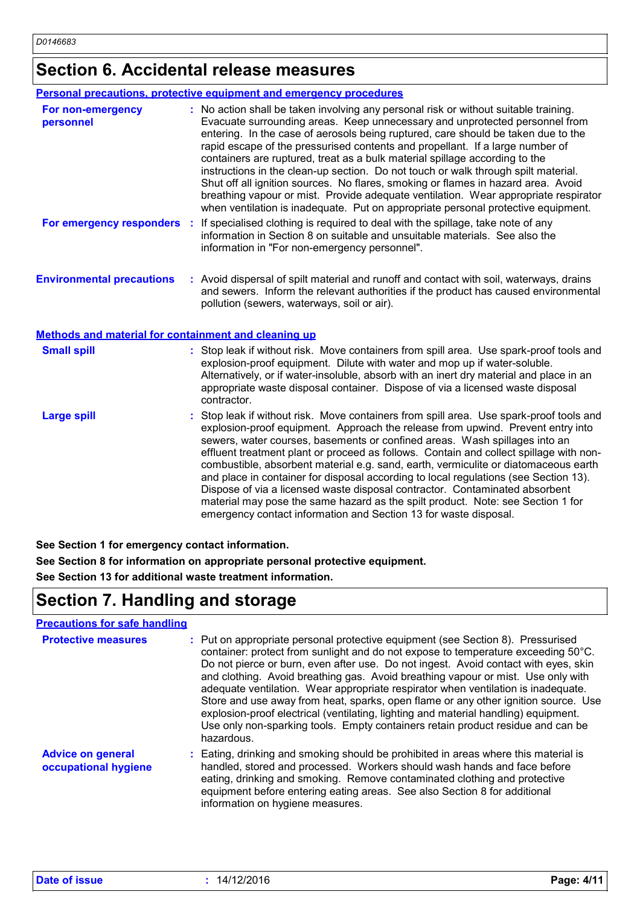# Section 6. Accidental release measures

### Personal precautions, protective equipment and emergency procedures

**For non-emergency personnel** : No action shall be taken involving any personal risk or without suitable training. Evacuate surrounding areas. Keep unnecessary and unprotected personnel from entering. In the case of aerosols being ruptured, care should be taken due to the rapid escape of the pressurised contents and propellant. If a large number of containers are ruptured, treat as a bulk material spillage according to the instructions in the clean-up section. Do not touch or walk through spilt material. Shut off all ignition sources. No flares, smoking or flames in hazard area. Avoid breathing vapour or mist. Provide adequate ventilation. Wear appropriate respirator when ventilation is inadequate. Put on appropriate personal protective equipment.

**For emergency responders** : If specialised clothing is required to deal with the spillage, take note of any information in Section 8 on suitable and unsuitable materials. See also the information in "For non-emergency personnel".

**Environmental precautions** : Avoid dispersal of spilt material and runoff and contact with soil, waterways, drains and sewers. Inform the relevant authorities if the product has caused environmental pollution (sewers, waterways, soil or air).

### Methods and material for containment and cleaning up

**Small spill** : Stop leak if without risk. Move containers from spill area. Use spark-proof tools and explosion-proof equipment. Dilute with water and mop up if water-soluble. Alternatively, or if water-insoluble, absorb with an inert dry material and place in an appropriate waste disposal container. Dispose of via a licensed waste disposal contractor.

**Large spill** : Stop leak if without risk. Move containers from spill area. Use spark-proof tools and explosion-proof equipment. Approach the release from upwind. Prevent entry into sewers, water courses, basements or confined areas. Wash spillages into an effluent treatment plant or proceed as follows. Contain and collect spillage with non-combustible, absorbent material e.g. sand, earth, vermiculite or diatomaceous earth and place in container for disposal according to local regulations (see Section 13). Dispose of via a licensed waste disposal contractor. Contaminated absorbent material may pose the same hazard as the spilt product. Note: see Section 1 for emergency contact information and Section 13 for waste disposal.

**See Section 1 for emergency contact information.**

**See Section 8 for information on appropriate personal protective equipment.**

**See Section 13 for additional waste treatment information.**

# Section 7. Handling and storage

### Precautions for safe handling

**Protective measures** : Put on appropriate personal protective equipment (see Section 8). Pressurised container: protect from sunlight and do not expose to temperature exceeding 50°C. Do not pierce or burn, even after use. Do not ingest. Avoid contact with eyes, skin and clothing. Avoid breathing gas. Avoid breathing vapour or mist. Use only with adequate ventilation. Wear appropriate respirator when ventilation is inadequate. Store and use away from heat, sparks, open flame or any other ignition source. Use explosion-proof electrical (ventilating, lighting and material handling) equipment. Use only non-sparking tools. Empty containers retain product residue and can be hazardous.

**Advice on general occupational hygiene** : Eating, drinking and smoking should be prohibited in areas where this material is handled, stored and processed. Workers should wash hands and face before eating, drinking and smoking. Remove contaminated clothing and protective equipment before entering eating areas. See also Section 8 for additional information on hygiene measures.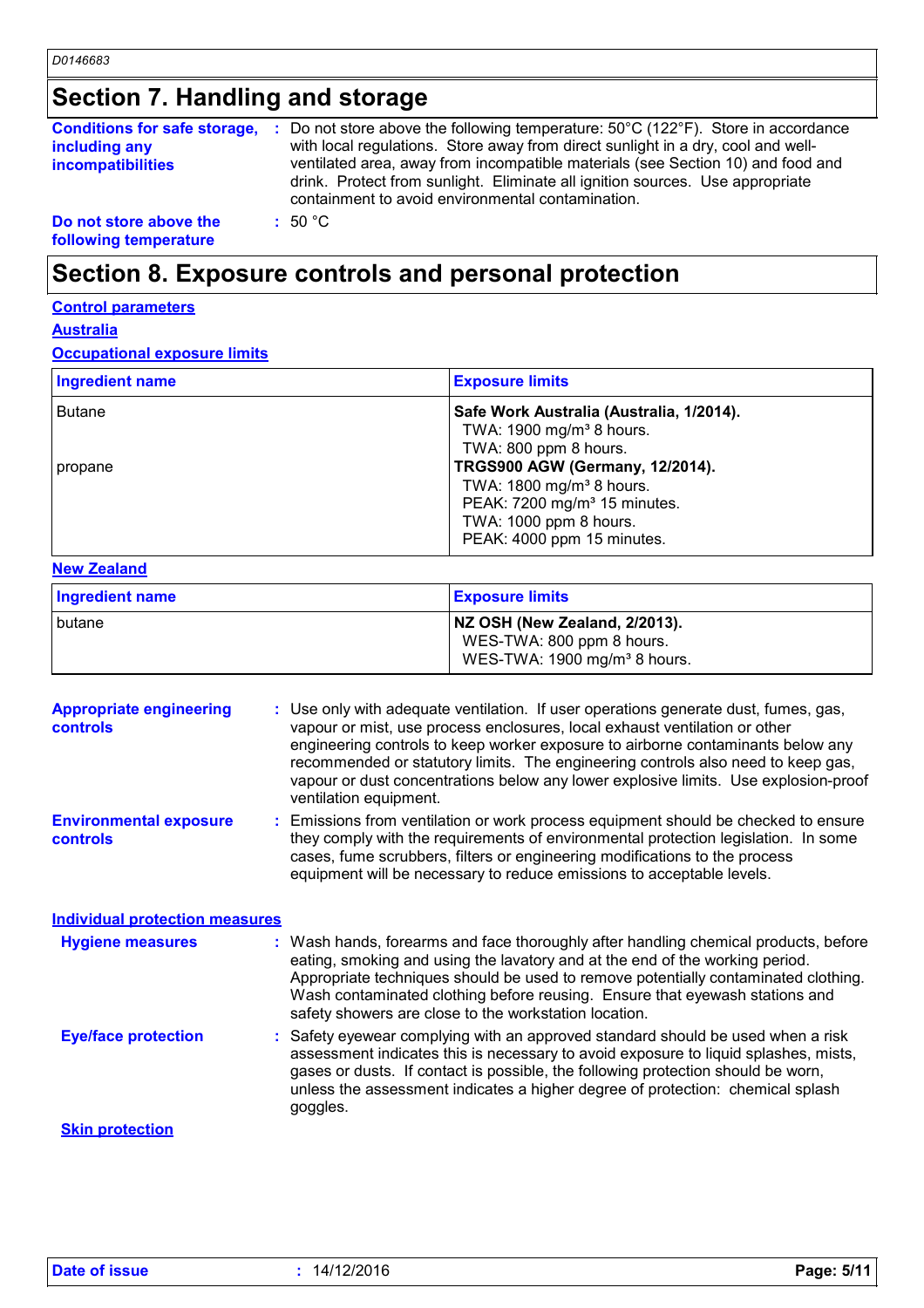## Section 7. Handling and storage

**Conditions for safe storage, including any incompatibilities** : Do not store above the following temperature: 50°C (122°F). Store in accordance with local regulations. Store away from direct sunlight in a dry, cool and well-ventilated area, away from incompatible materials (see Section 10) and food and drink. Protect from sunlight. Eliminate all ignition sources. Use appropriate containment to avoid environmental contamination.

**Do not store above the following temperature** : 50 °C

## Section 8. Exposure controls and personal protection

**Control parameters**

**Australia**

**Occupational exposure limits**

| Ingredient name | Exposure limits |
|---|---|
| Butane | **Safe Work Australia (Australia, 1/2014).** TWA: 1900 mg/m³ 8 hours. TWA: 800 ppm 8 hours. |
| propane | **TRGS900 AGW (Germany, 12/2014).** TWA: 1800 mg/m³ 8 hours. PEAK: 7200 mg/m³ 15 minutes. TWA: 1000 ppm 8 hours. PEAK: 4000 ppm 15 minutes. |

**New Zealand**

| Ingredient name | Exposure limits |
|---|---|
| butane | **NZ OSH (New Zealand, 2/2013).** WES-TWA: 800 ppm 8 hours. WES-TWA: 1900 mg/m³ 8 hours. |

**Appropriate engineering controls** : Use only with adequate ventilation. If user operations generate dust, fumes, gas, vapour or mist, use process enclosures, local exhaust ventilation or other engineering controls to keep worker exposure to airborne contaminants below any recommended or statutory limits. The engineering controls also need to keep gas, vapour or dust concentrations below any lower explosive limits. Use explosion-proof ventilation equipment.

**Environmental exposure controls** : Emissions from ventilation or work process equipment should be checked to ensure they comply with the requirements of environmental protection legislation. In some cases, fume scrubbers, filters or engineering modifications to the process equipment will be necessary to reduce emissions to acceptable levels.

**Individual protection measures**

**Hygiene measures** : Wash hands, forearms and face thoroughly after handling chemical products, before eating, smoking and using the lavatory and at the end of the working period. Appropriate techniques should be used to remove potentially contaminated clothing. Wash contaminated clothing before reusing. Ensure that eyewash stations and safety showers are close to the workstation location.

**Eye/face protection** : Safety eyewear complying with an approved standard should be used when a risk assessment indicates this is necessary to avoid exposure to liquid splashes, mists, gases or dusts. If contact is possible, the following protection should be worn, unless the assessment indicates a higher degree of protection: chemical splash goggles.

**Skin protection**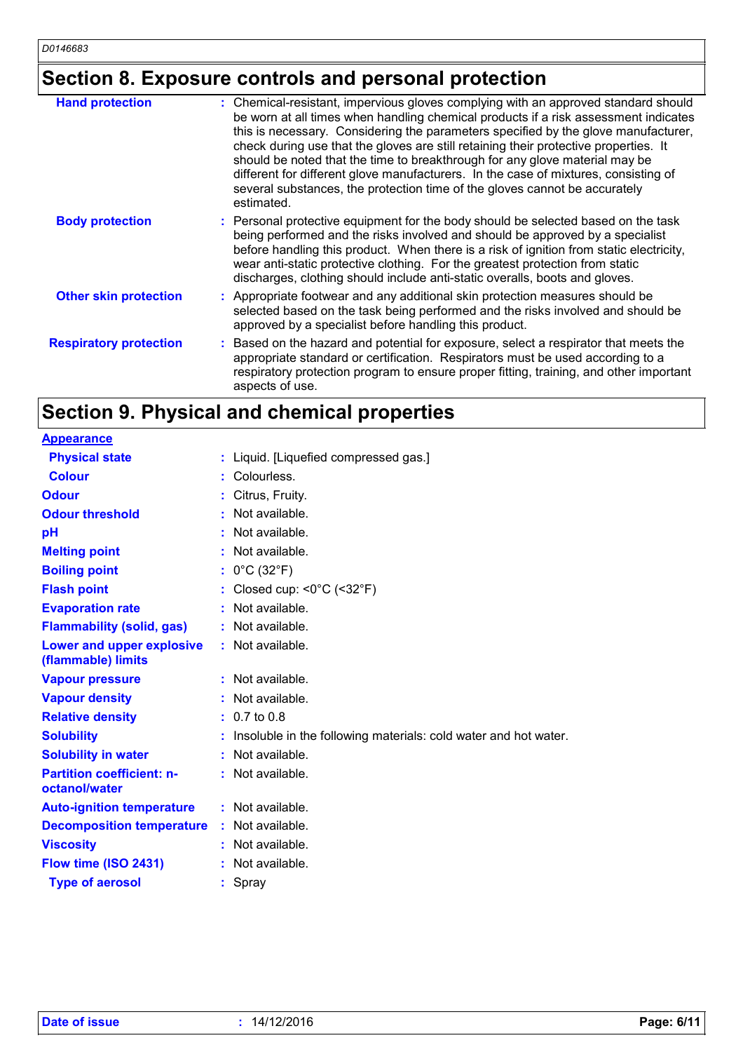## Section 8. Exposure controls and personal protection

| | |
|---|---|
| **Hand protection** | : Chemical-resistant, impervious gloves complying with an approved standard should be worn at all times when handling chemical products if a risk assessment indicates this is necessary. Considering the parameters specified by the glove manufacturer, check during use that the gloves are still retaining their protective properties. It should be noted that the time to breakthrough for any glove material may be different for different glove manufacturers. In the case of mixtures, consisting of several substances, the protection time of the gloves cannot be accurately estimated. |
| **Body protection** | : Personal protective equipment for the body should be selected based on the task being performed and the risks involved and should be approved by a specialist before handling this product. When there is a risk of ignition from static electricity, wear anti-static protective clothing. For the greatest protection from static discharges, clothing should include anti-static overalls, boots and gloves. |
| **Other skin protection** | : Appropriate footwear and any additional skin protection measures should be selected based on the task being performed and the risks involved and should be approved by a specialist before handling this product. |
| **Respiratory protection** | : Based on the hazard and potential for exposure, select a respirator that meets the appropriate standard or certification. Respirators must be used according to a respiratory protection program to ensure proper fitting, training, and other important aspects of use. |

## Section 9. Physical and chemical properties

| | |
|---|---|
| **Appearance** | |
| **Physical state** | : Liquid. [Liquefied compressed gas.] |
| **Colour** | : Colourless. |
| **Odour** | : Citrus, Fruity. |
| **Odour threshold** | : Not available. |
| **pH** | : Not available. |
| **Melting point** | : Not available. |
| **Boiling point** | : 0°C (32°F) |
| **Flash point** | : Closed cup: <0°C (<32°F) |
| **Evaporation rate** | : Not available. |
| **Flammability (solid, gas)** | : Not available. |
| **Lower and upper explosive (flammable) limits** | : Not available. |
| **Vapour pressure** | : Not available. |
| **Vapour density** | : Not available. |
| **Relative density** | : 0.7 to 0.8 |
| **Solubility** | : Insoluble in the following materials: cold water and hot water. |
| **Solubility in water** | : Not available. |
| **Partition coefficient: n-octanol/water** | : Not available. |
| **Auto-ignition temperature** | : Not available. |
| **Decomposition temperature** | : Not available. |
| **Viscosity** | : Not available. |
| **Flow time (ISO 2431)** | : Not available. |
| **Type of aerosol** | : Spray |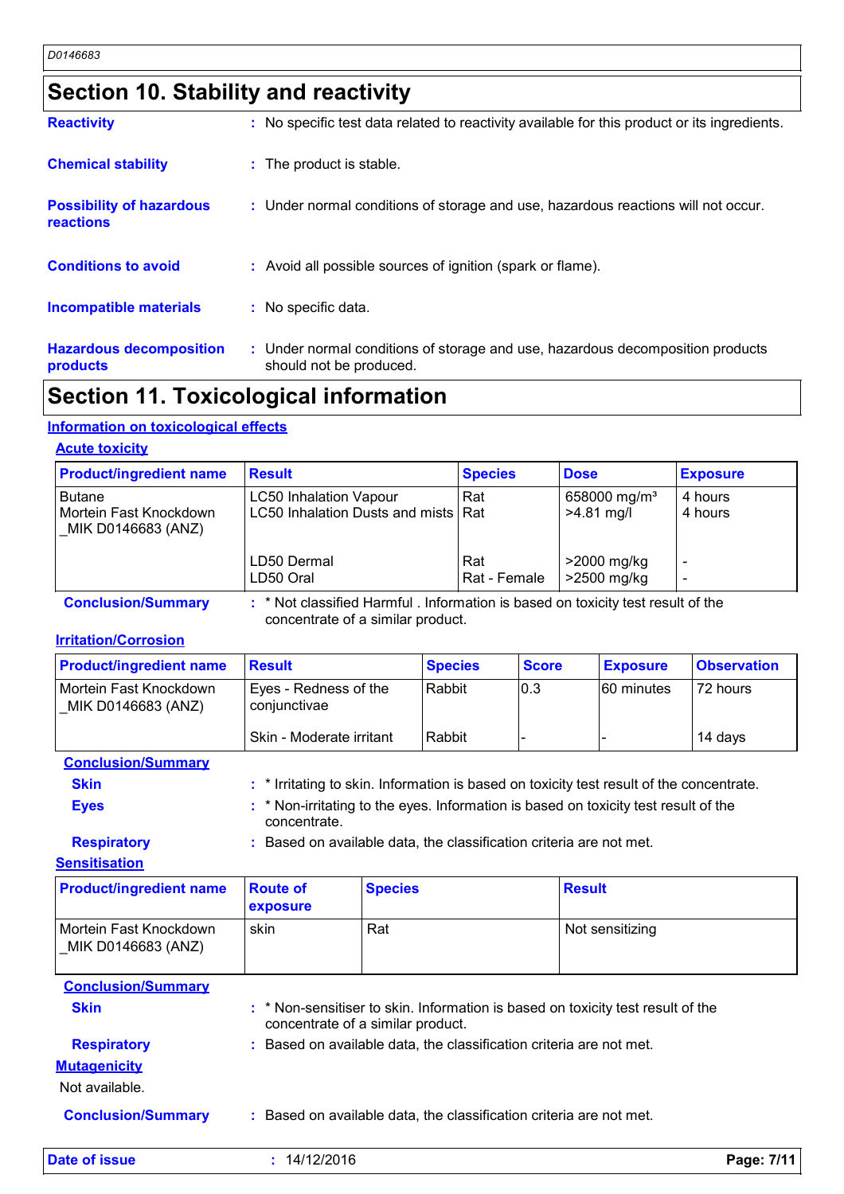D0146683

## Section 10. Stability and reactivity

**Reactivity** : No specific test data related to reactivity available for this product or its ingredients.

**Chemical stability** : The product is stable.

**Possibility of hazardous reactions** : Under normal conditions of storage and use, hazardous reactions will not occur.

**Conditions to avoid** : Avoid all possible sources of ignition (spark or flame).

**Incompatible materials** : No specific data.

**Hazardous decomposition products** : Under normal conditions of storage and use, hazardous decomposition products should not be produced.

## Section 11. Toxicological information

### Information on toxicological effects

#### Acute toxicity

| Product/ingredient name | Result | Species | Dose | Exposure |
|---|---|---|---|---|
| Butane<br>Mortein Fast Knockdown _MIK D0146683 (ANZ) | LC50 Inhalation Vapour<br>LC50 Inhalation Dusts and mists | Rat<br>Rat | 658000 mg/m³<br>>4.81 mg/l | 4 hours<br>4 hours |
| | LD50 Dermal<br>LD50 Oral | Rat<br>Rat - Female | >2000 mg/kg<br>>2500 mg/kg | -<br>- |

**Conclusion/Summary** : * Not classified Harmful . Information is based on toxicity test result of the concentrate of a similar product.

#### Irritation/Corrosion

| Product/ingredient name | Result | Species | Score | Exposure | Observation |
|---|---|---|---|---|---|
| Mortein Fast Knockdown _MIK D0146683 (ANZ) | Eyes - Redness of the conjunctivae | Rabbit | 0.3 | 60 minutes | 72 hours |
| | Skin - Moderate irritant | Rabbit | - | - | 14 days |

**Conclusion/Summary**

**Skin** : * Irritating to skin. Information is based on toxicity test result of the concentrate.

**Eyes** : * Non-irritating to the eyes. Information is based on toxicity test result of the concentrate.

**Respiratory** : Based on available data, the classification criteria are not met.

#### Sensitisation

| Product/ingredient name | Route of exposure | Species | Result |
|---|---|---|---|
| Mortein Fast Knockdown _MIK D0146683 (ANZ) | skin | Rat | Not sensitizing |

**Conclusion/Summary**

**Skin** : * Non-sensitiser to skin. Information is based on toxicity test result of the concentrate of a similar product.

**Respiratory** : Based on available data, the classification criteria are not met.

#### Mutagenicity

Not available.

**Conclusion/Summary** : Based on available data, the classification criteria are not met.

**Date of issue** : 14/12/2016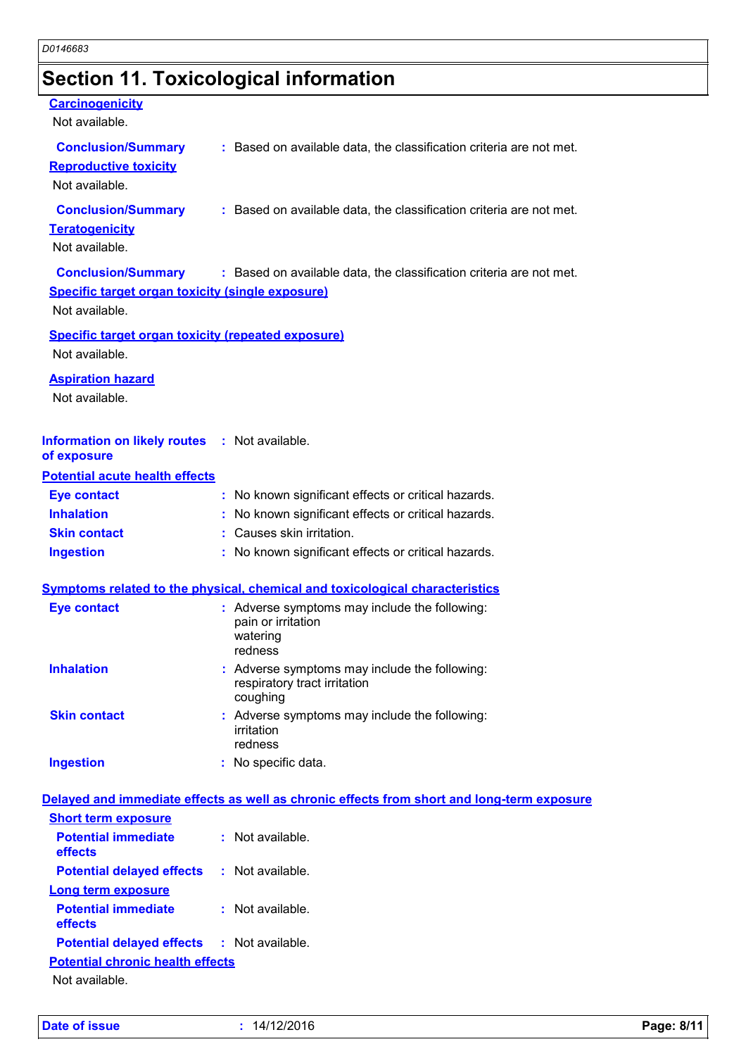## Section 11. Toxicological information

**Carcinogenicity**

Not available.

**Conclusion/Summary** : Based on available data, the classification criteria are not met.

**Reproductive toxicity**

Not available.

**Conclusion/Summary** : Based on available data, the classification criteria are not met.

**Teratogenicity**

Not available.

**Conclusion/Summary** : Based on available data, the classification criteria are not met.

**Specific target organ toxicity (single exposure)**

Not available.

**Specific target organ toxicity (repeated exposure)**

Not available.

**Aspiration hazard**

Not available.

**Information on likely routes of exposure** : Not available.

**Potential acute health effects**

**Eye contact** : No known significant effects or critical hazards.

**Inhalation** : No known significant effects or critical hazards.

**Skin contact** : Causes skin irritation.

**Ingestion** : No known significant effects or critical hazards.

**Symptoms related to the physical, chemical and toxicological characteristics**

**Eye contact** : Adverse symptoms may include the following:
pain or irritation
watering
redness

**Inhalation** : Adverse symptoms may include the following:
respiratory tract irritation
coughing

**Skin contact** : Adverse symptoms may include the following:
irritation
redness

**Ingestion** : No specific data.

**Delayed and immediate effects as well as chronic effects from short and long-term exposure**

**Short term exposure**

**Potential immediate effects** : Not available.

**Potential delayed effects** : Not available.

**Long term exposure**

**Potential immediate effects** : Not available.

**Potential delayed effects** : Not available.

**Potential chronic health effects**

Not available.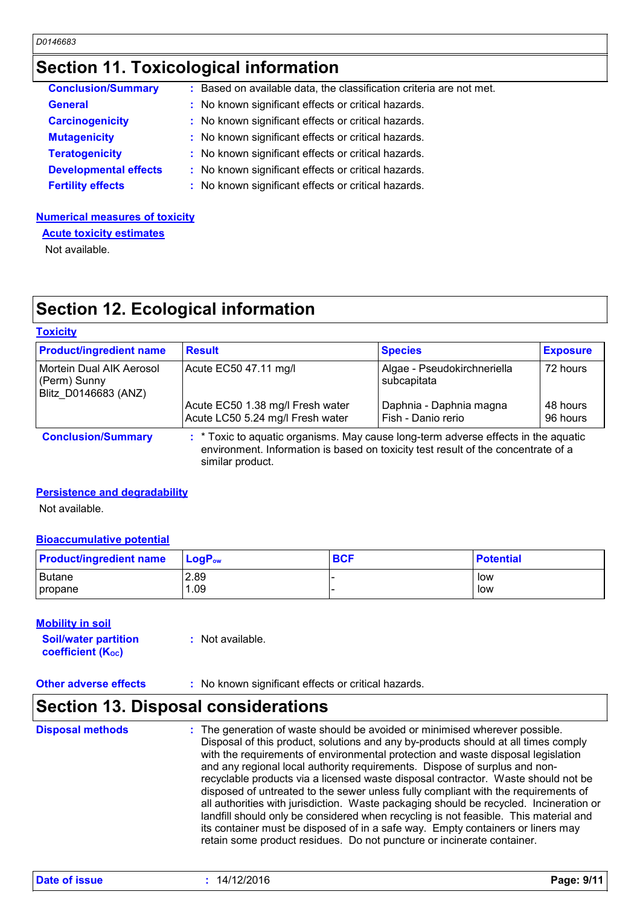## Section 11. Toxicological information

**Conclusion/Summary** : Based on available data, the classification criteria are not met.

**General** : No known significant effects or critical hazards.

**Carcinogenicity** : No known significant effects or critical hazards.

**Mutagenicity** : No known significant effects or critical hazards.

**Teratogenicity** : No known significant effects or critical hazards.

**Developmental effects** : No known significant effects or critical hazards.

**Fertility effects** : No known significant effects or critical hazards.

### Numerical measures of toxicity

#### Acute toxicity estimates

Not available.

## Section 12. Ecological information

### Toxicity

| Product/ingredient name | Result | Species | Exposure |
|---|---|---|---|
| Mortein Dual AIK Aerosol (Perm) Sunny Blitz_D0146683 (ANZ) | Acute EC50 47.11 mg/l | Algae - Pseudokirchneriella subcapitata | 72 hours |
| | Acute EC50 1.38 mg/l Fresh water | Daphnia - Daphnia magna | 48 hours |
| | Acute LC50 5.24 mg/l Fresh water | Fish - Danio rerio | 96 hours |

**Conclusion/Summary** : * Toxic to aquatic organisms. May cause long-term adverse effects in the aquatic environment. Information is based on toxicity test result of the concentrate of a similar product.

### Persistence and degradability

Not available.

### Bioaccumulative potential

| Product/ingredient name | $LogP_{ow}$ | BCF | Potential |
|---|---|---|---|
| Butane | 2.89 | - | low |
| propane | 1.09 | - | low |

### Mobility in soil

**Soil/water partition coefficient ($K_{OC}$)** : Not available.

**Other adverse effects** : No known significant effects or critical hazards.

## Section 13. Disposal considerations

**Disposal methods** : The generation of waste should be avoided or minimised wherever possible. Disposal of this product, solutions and any by-products should at all times comply with the requirements of environmental protection and waste disposal legislation and any regional local authority requirements. Dispose of surplus and non-recyclable products via a licensed waste disposal contractor. Waste should not be disposed of untreated to the sewer unless fully compliant with the requirements of all authorities with jurisdiction. Waste packaging should be recycled. Incineration or landfill should only be considered when recycling is not feasible. This material and its container must be disposed of in a safe way. Empty containers or liners may retain some product residues. Do not puncture or incinerate container.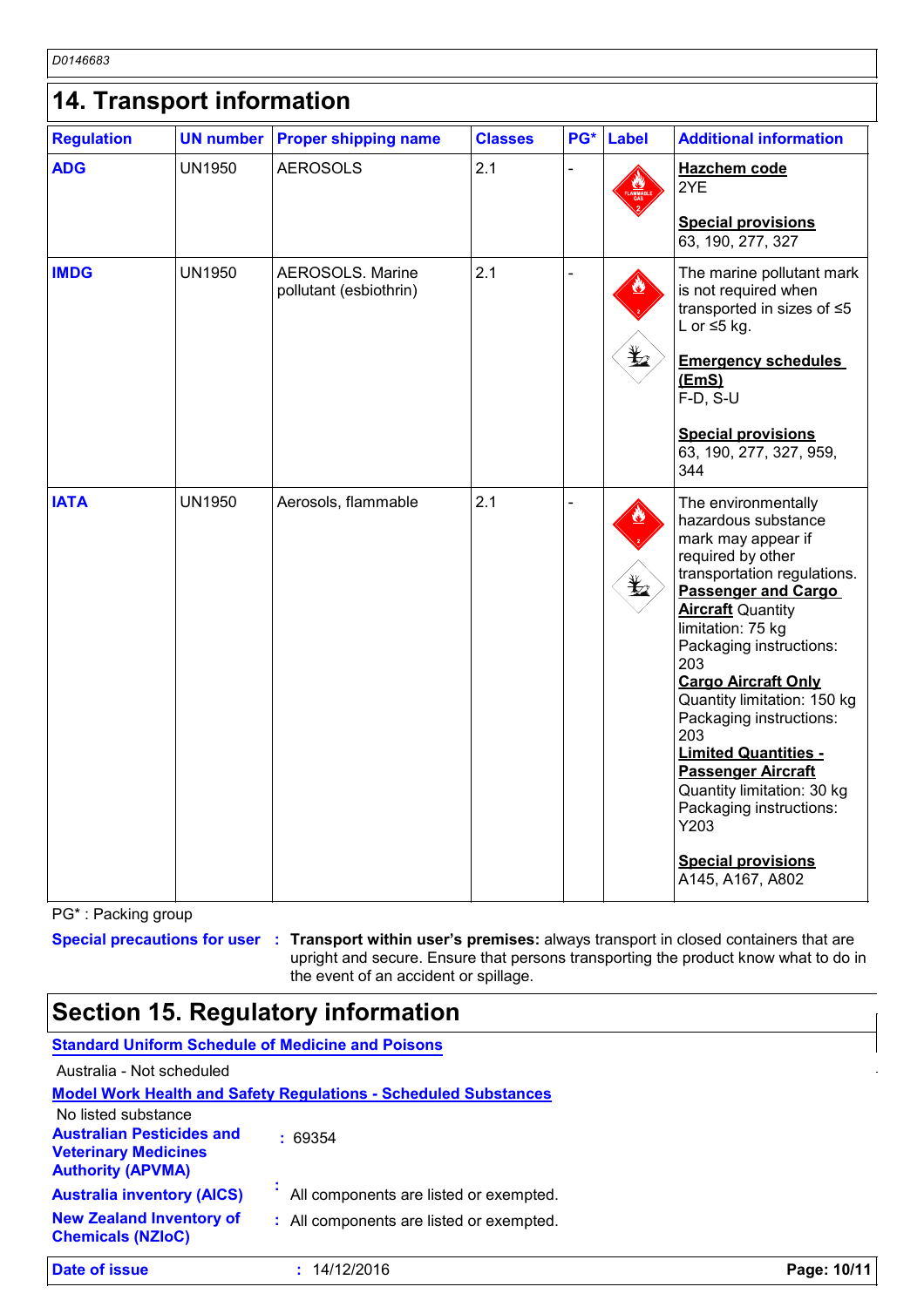D0146683

## 14. Transport information

| Regulation | UN number | Proper shipping name | Classes | PG* | Label | Additional information |
|---|---|---|---|---|---|---|
| **ADG** | UN1950 | AEROSOLS | 2.1 | - | | **Hazchem code** 2YE<br><br>**Special provisions** 63, 190, 277, 327 |
| **IMDG** | UN1950 | AEROSOLS. Marine pollutant (esbiothrin) | 2.1 | - | | The marine pollutant mark is not required when transported in sizes of ≤5 L or ≤5 kg.<br><br>**Emergency schedules (EmS)** F-D, S-U<br><br>**Special provisions** 63, 190, 277, 327, 959, 344 |
| **IATA** | UN1950 | Aerosols, flammable | 2.1 | - | | The environmentally hazardous substance mark may appear if required by other transportation regulations.<br>**Passenger and Cargo Aircraft** Quantity limitation: 75 kg Packaging instructions: 203<br>**Cargo Aircraft Only** Quantity limitation: 150 kg Packaging instructions: 203<br>**Limited Quantities - Passenger Aircraft** Quantity limitation: 30 kg Packaging instructions: Y203<br><br>**Special provisions** A145, A167, A802 |

PG* : Packing group

**Special precautions for user** : **Transport within user's premises:** always transport in closed containers that are upright and secure. Ensure that persons transporting the product know what to do in the event of an accident or spillage.

## Section 15. Regulatory information

**Standard Uniform Schedule of Medicine and Poisons**

Australia - Not scheduled

**Model Work Health and Safety Regulations - Scheduled Substances**

No listed substance

**Australian Pesticides and Veterinary Medicines Authority (APVMA)** : 69354

**Australia inventory (AICS)** : All components are listed or exempted.

**New Zealand Inventory of Chemicals (NZIoC)** : All components are listed or exempted.

**Date of issue** : 14/12/2016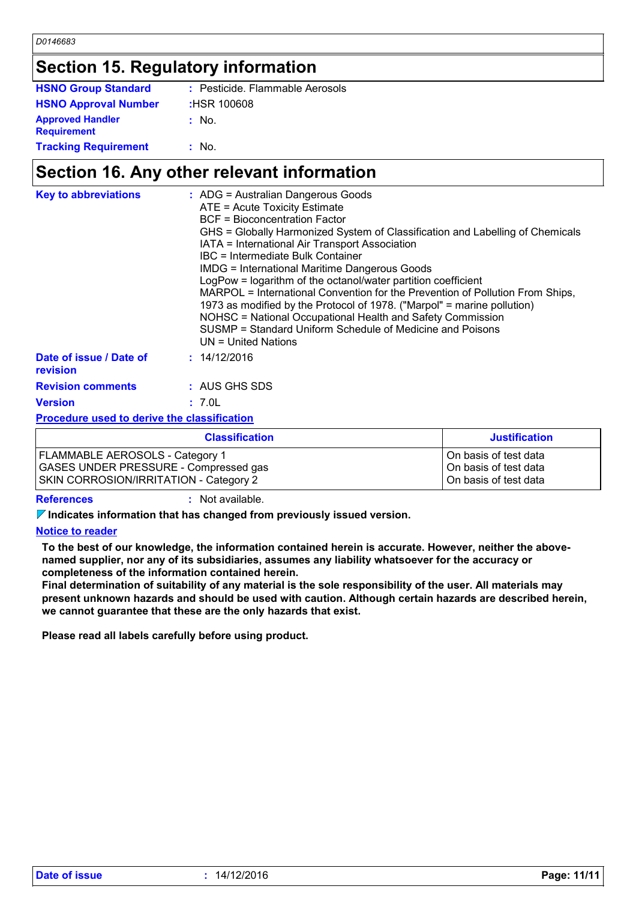## Section 15. Regulatory information

**HSNO Group Standard** : Pesticide. Flammable Aerosols

**HSNO Approval Number** : HSR 100608

**Approved Handler Requirement** : No.

**Tracking Requirement** : No.

## Section 16. Any other relevant information

**Key to abbreviations** :
ADG = Australian Dangerous Goods
ATE = Acute Toxicity Estimate
BCF = Bioconcentration Factor
GHS = Globally Harmonized System of Classification and Labelling of Chemicals
IATA = International Air Transport Association
IBC = Intermediate Bulk Container
IMDG = International Maritime Dangerous Goods
LogPow = logarithm of the octanol/water partition coefficient
MARPOL = International Convention for the Prevention of Pollution From Ships, 1973 as modified by the Protocol of 1978. ("Marpol" = marine pollution)
NOHSC = National Occupational Health and Safety Commission
SUSMP = Standard Uniform Schedule of Medicine and Poisons
UN = United Nations

**Date of issue / Date of revision** : 14/12/2016

**Revision comments** : AUS GHS SDS

**Version** : 7.0L

**Procedure used to derive the classification**

| Classification | Justification |
|---|---|
| FLAMMABLE AEROSOLS - Category 1 | On basis of test data |
| GASES UNDER PRESSURE - Compressed gas | On basis of test data |
| SKIN CORROSION/IRRITATION - Category 2 | On basis of test data |

**References** : Not available.

**Indicates information that has changed from previously issued version.**

**Notice to reader**

**To the best of our knowledge, the information contained herein is accurate. However, neither the above-named supplier, nor any of its subsidiaries, assumes any liability whatsoever for the accuracy or completeness of the information contained herein.**
**Final determination of suitability of any material is the sole responsibility of the user. All materials may present unknown hazards and should be used with caution. Although certain hazards are described herein, we cannot guarantee that these are the only hazards that exist.**

**Please read all labels carefully before using product.**